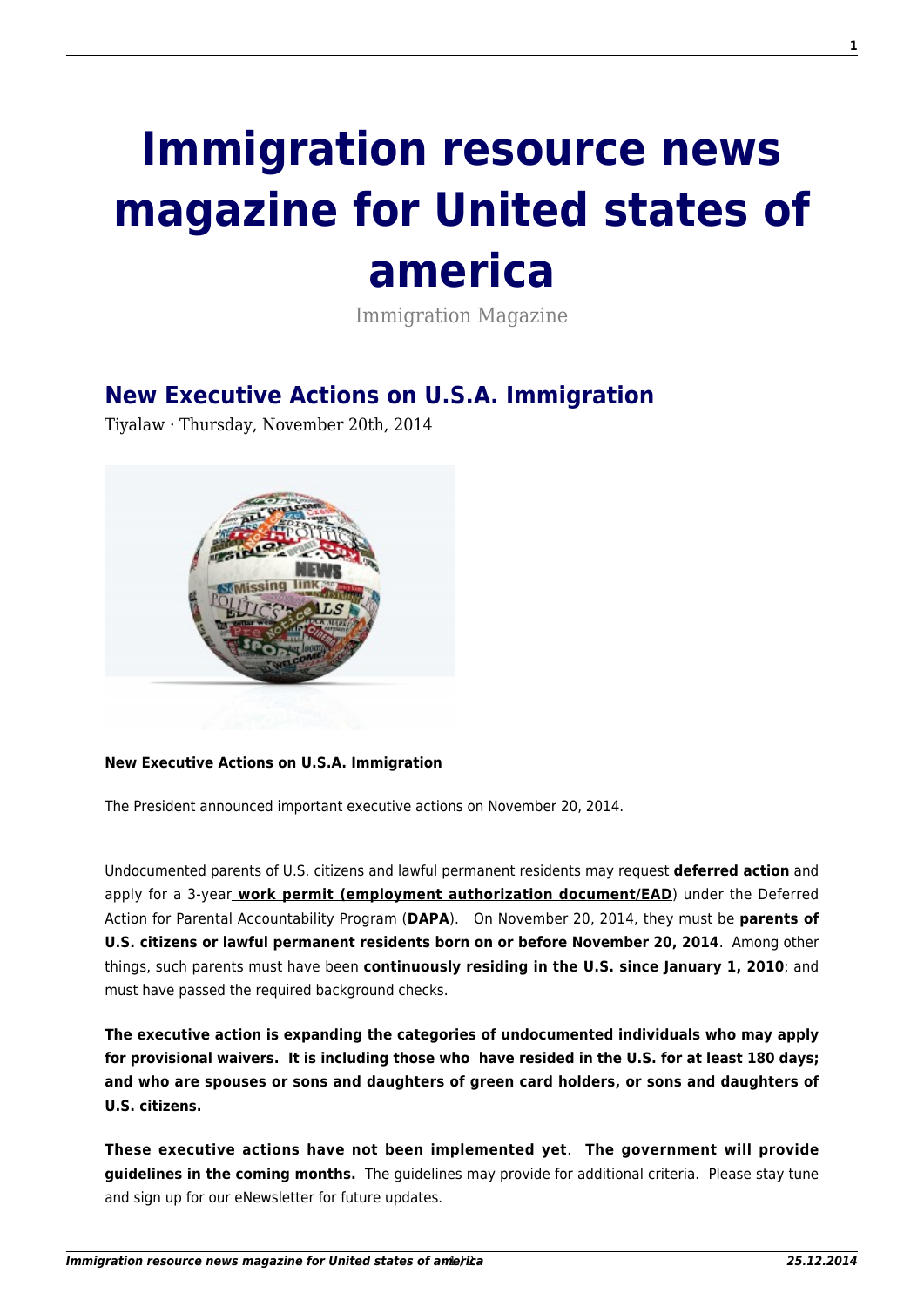# Immigration resource news magazine for United states of america

Immigration Magazine

## New Executive Actions on U.S.A. Immigration

Tiyalaw · Thursday, November 20th, 2014

**New Executive Actions on U.S.A. Immigration**

The President announced important executive actions on November 20, 2014.

Undocumented parents of U.S. citizens and lawful permanent residents may request **deferred action** and apply for a 3-year **work permit (employment authorization document/EAD**) under the Deferred Action for Parental Accountability Program (**DAPA**). On November 20, 2014, they must be **parents of U.S. citizens or lawful permanent residents born on or before November 20, 2014**. Among other things, such parents must have been **continuously residing in the U.S. since January 1, 2010**; and must have passed the required background checks.

**The executive action is expanding the categories of undocumented individuals who may apply for provisional waivers. It is including those who have resided in the U.S. for at least 180 days; and who are spouses or sons and daughters of green card holders, or sons and daughters of U.S. citizens.**

**These executive actions have not been implemented yet**. **The government will provide guidelines in the coming months.** The guidelines may provide for additional criteria. Please stay tune and sign up for our eNewsletter for future updates.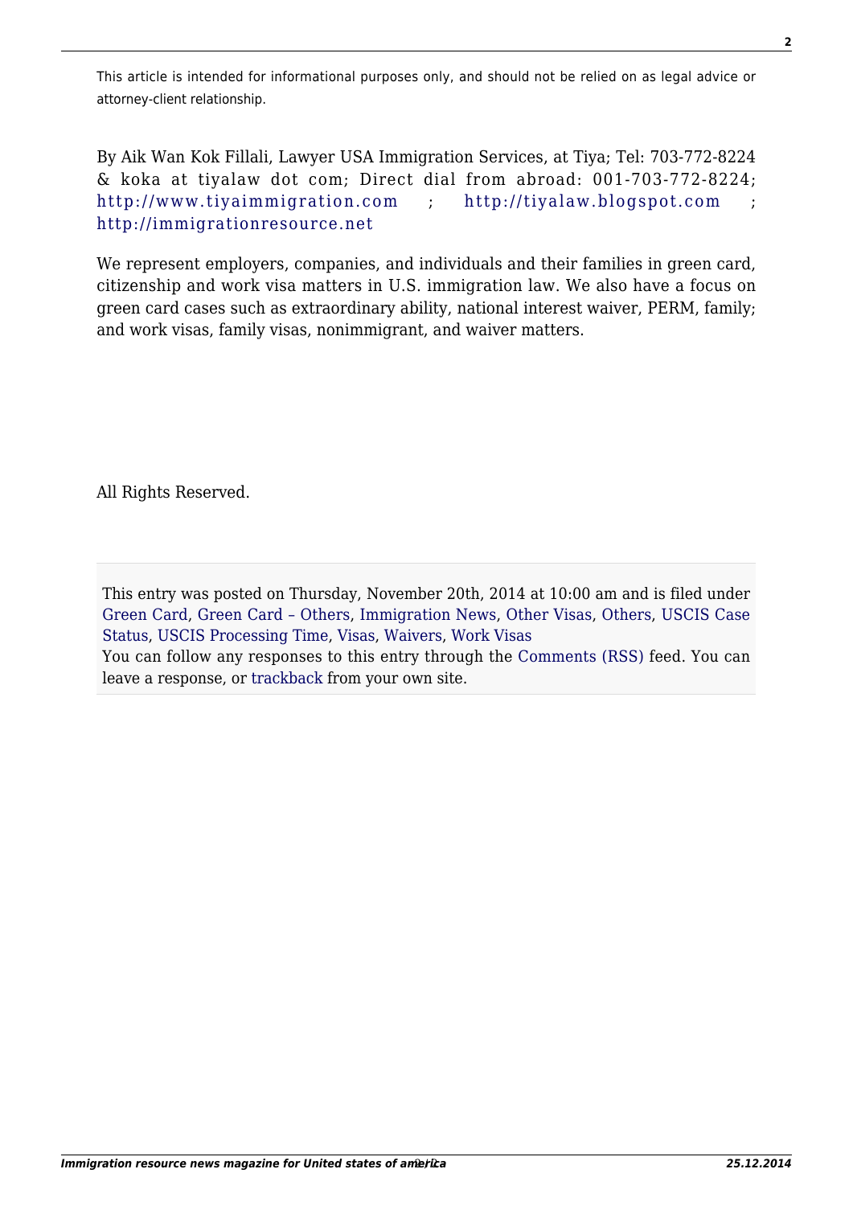This article is intended for informational purposes only, and should not be relied on as legal advice or attorney-client relationship.

By Aik Wan Kok Fillali, Lawyer USA Immigration Services, at Tiya; Tel: 703-772-8224 & koka at tiyalaw dot com; Direct dial from abroad: 001-703-772-8224; http://www.tiyaimmigration.com ; http://tiyalaw.blogspot.com ; http://immigrationresource.net

We represent employers, companies, and individuals and their families in green card, citizenship and work visa matters in U.S. immigration law. We also have a focus on green card cases such as extraordinary ability, national interest waiver, PERM, family; and work visas, family visas, nonimmigrant, and waiver matters.

All Rights Reserved.

This entry was posted on Thursday, November 20th, 2014 at 10:00 am and is filed under Green Card, Green Card – Others, Immigration News, Other Visas, Others, USCIS Case Status, USCIS Processing Time, Visas, Waivers, Work Visas
You can follow any responses to this entry through the Comments (RSS) feed. You can leave a response, or trackback from your own site.